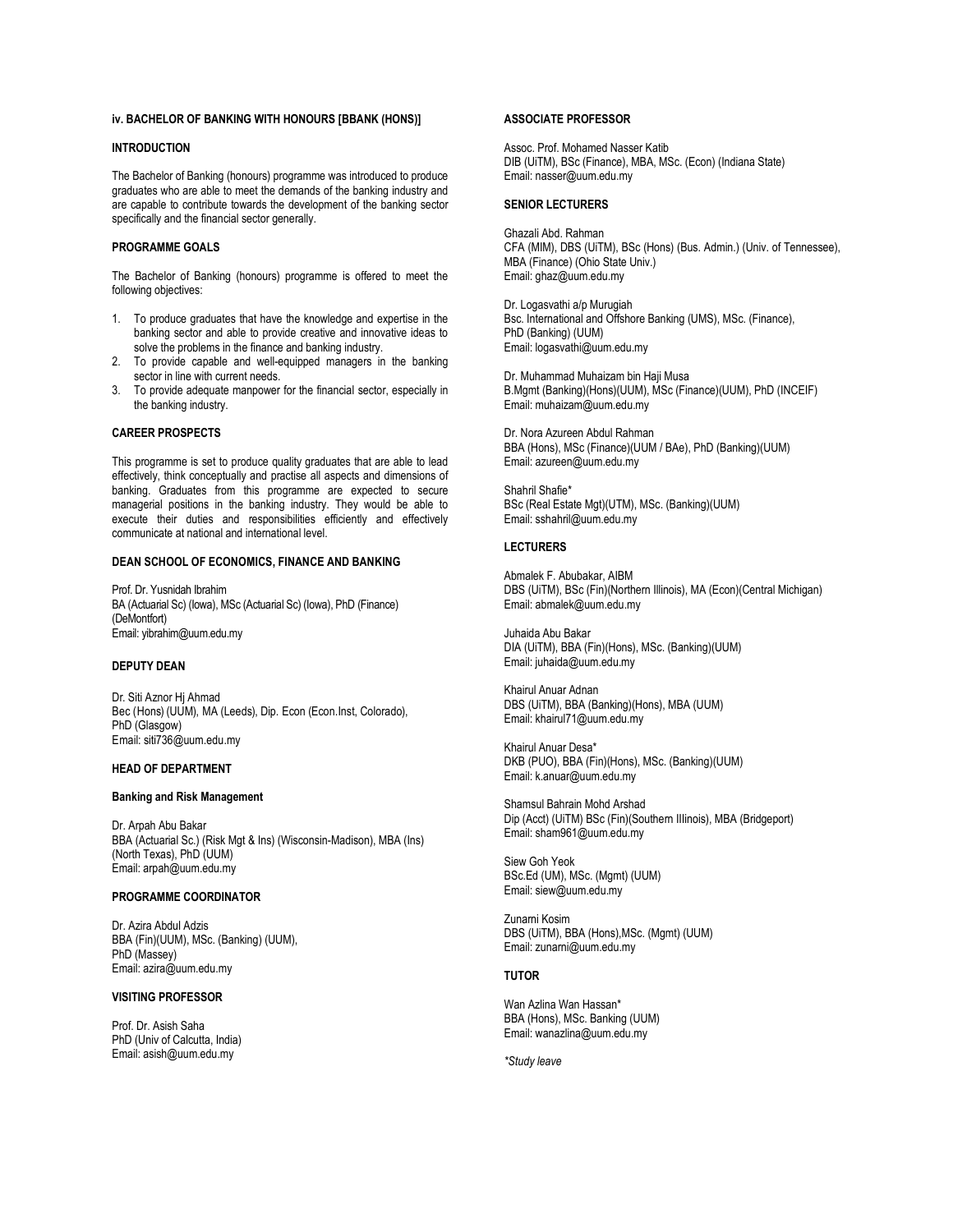### iv. BACHELOR OF BANKING WITH HONOURS [BBANK (HONS)]

#### INTRODUCTION

The Bachelor of Banking (honours) programme was introduced to produce graduates who are able to meet the demands of the banking industry and are capable to contribute towards the development of the banking sector specifically and the financial sector generally.

#### PROGRAMME GOALS

The Bachelor of Banking (honours) programme is offered to meet the following objectives:

1. To produce graduates that have the knowledge and expertise in the banking sector and able to provide creative and innovative ideas to solve the problems in the finance and banking industry.
2. To provide capable and well-equipped managers in the banking sector in line with current needs.
3. To provide adequate manpower for the financial sector, especially in the banking industry.

#### CAREER PROSPECTS

This programme is set to produce quality graduates that are able to lead effectively, think conceptually and practise all aspects and dimensions of banking. Graduates from this programme are expected to secure managerial positions in the banking industry. They would be able to execute their duties and responsibilities efficiently and effectively communicate at national and international level.

#### DEAN SCHOOL OF ECONOMICS, FINANCE AND BANKING

Prof. Dr. Yusnidah Ibrahim
BA (Actuarial Sc) (Iowa), MSc (Actuarial Sc) (Iowa), PhD (Finance) (DeMontfort)
Email: yibrahim@uum.edu.my

#### DEPUTY DEAN

Dr. Siti Aznor Hj Ahmad
Bec (Hons) (UUM), MA (Leeds), Dip. Econ (Econ.Inst, Colorado), PhD (Glasgow)
Email: siti736@uum.edu.my

#### HEAD OF DEPARTMENT

**Banking and Risk Management**

Dr. Arpah Abu Bakar
BBA (Actuarial Sc.) (Risk Mgt & Ins) (Wisconsin-Madison), MBA (Ins) (North Texas), PhD (UUM)
Email: arpah@uum.edu.my

#### PROGRAMME COORDINATOR

Dr. Azira Abdul Adzis
BBA (Fin)(UUM), MSc. (Banking) (UUM), PhD (Massey)
Email: azira@uum.edu.my

#### VISITING PROFESSOR

Prof. Dr. Asish Saha
PhD (Univ of Calcutta, India)
Email: asish@uum.edu.my

#### ASSOCIATE PROFESSOR

Assoc. Prof. Mohamed Nasser Katib
DIB (UiTM), BSc (Finance), MBA, MSc. (Econ) (Indiana State)
Email: nasser@uum.edu.my

#### SENIOR LECTURERS

Ghazali Abd. Rahman
CFA (MIM), DBS (UiTM), BSc (Hons) (Bus. Admin.) (Univ. of Tennessee), MBA (Finance) (Ohio State Univ.)
Email: ghaz@uum.edu.my

Dr. Logasvathi a/p Murugiah
Bsc. International and Offshore Banking (UMS), MSc. (Finance), PhD (Banking) (UUM)
Email: logasvathi@uum.edu.my

Dr. Muhammad Muhaizam bin Haji Musa
B.Mgmt (Banking)(Hons)(UUM), MSc (Finance)(UUM), PhD (INCEIF)
Email: muhaizam@uum.edu.my

Dr. Nora Azureen Abdul Rahman
BBA (Hons), MSc (Finance)(UUM / BAe), PhD (Banking)(UUM)
Email: azureen@uum.edu.my

Shahril Shafie*
BSc (Real Estate Mgt)(UTM), MSc. (Banking)(UUM)
Email: sshahril@uum.edu.my

#### LECTURERS

Abmalek F. Abubakar, AIBM
DBS (UiTM), BSc (Fin)(Northern Illinois), MA (Econ)(Central Michigan)
Email: abmalek@uum.edu.my

Juhaida Abu Bakar
DIA (UiTM), BBA (Fin)(Hons), MSc. (Banking)(UUM)
Email: juhaida@uum.edu.my

Khairul Anuar Adnan
DBS (UiTM), BBA (Banking)(Hons), MBA (UUM)
Email: khairul71@uum.edu.my

Khairul Anuar Desa*
DKB (PUO), BBA (Fin)(Hons), MSc. (Banking)(UUM)
Email: k.anuar@uum.edu.my

Shamsul Bahrain Mohd Arshad
Dip (Acct) (UiTM) BSc (Fin)(Southern Illinois), MBA (Bridgeport)
Email: sham961@uum.edu.my

Siew Goh Yeok
BSc.Ed (UM), MSc. (Mgmt) (UUM)
Email: siew@uum.edu.my

Zunarni Kosim
DBS (UiTM), BBA (Hons),MSc. (Mgmt) (UUM)
Email: zunarni@uum.edu.my

#### TUTOR

Wan Azlina Wan Hassan*
BBA (Hons), MSc. Banking (UUM)
Email: wanazlina@uum.edu.my

*\*Study leave*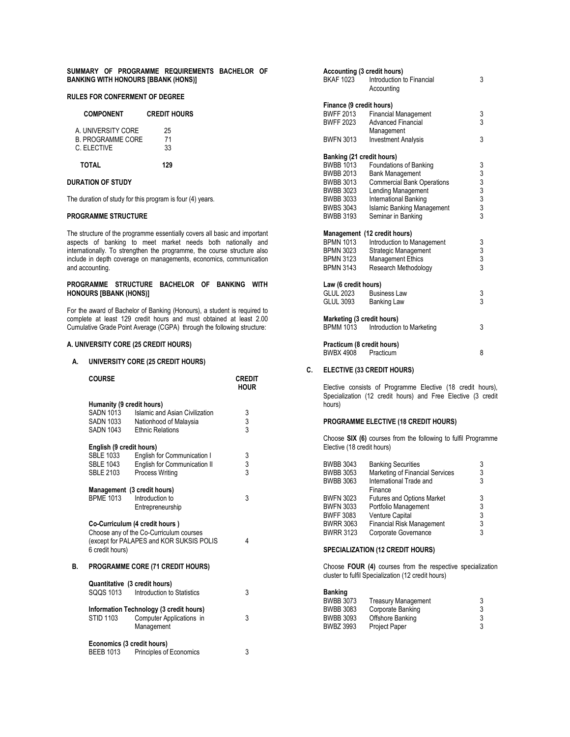## SUMMARY OF PROGRAMME REQUIREMENTS BACHELOR OF BANKING WITH HONOURS [BBANK (HONS)]

### RULES FOR CONFERMENT OF DEGREE

| COMPONENT | CREDIT HOURS |
|---|---|
| A. UNIVERSITY CORE | 25 |
| B. PROGRAMME CORE | 71 |
| C. ELECTIVE | 33 |
| **TOTAL** | **129** |

### DURATION OF STUDY

The duration of study for this program is four (4) years.

### PROGRAMME STRUCTURE

The structure of the programme essentially covers all basic and important aspects of banking to meet market needs both nationally and internationally. To strengthen the programme, the course structure also include in depth coverage on managements, economics, communication and accounting.

### PROGRAMME STRUCTURE BACHELOR OF BANKING WITH HONOURS [BBANK (HONS)]

For the award of Bachelor of Banking (Honours), a student is required to complete at least 129 credit hours and must obtained at least 2.00 Cumulative Grade Point Average (CGPA) through the following structure:

### A. UNIVERSITY CORE (25 CREDIT HOURS)

### A. UNIVERSITY CORE (25 CREDIT HOURS)

| COURSE | | CREDIT HOUR |
|---|---|---|
| **Humanity (9 credit hours)** | | |
| SADN 1013 | Islamic and Asian Civilization | 3 |
| SADN 1033 | Nationhood of Malaysia | 3 |
| SADN 1043 | Ethnic Relations | 3 |
| **English (9 credit hours)** | | |
| SBLE 1033 | English for Communication I | 3 |
| SBLE 1043 | English for Communication II | 3 |
| SBLE 2103 | Process Writing | 3 |
| **Management (3 credit hours)** | | |
| BPME 1013 | Introduction to Entrepreneurship | 3 |
| **Co-Curriculum (4 credit hours )** | | |
| Choose any of the Co-Curriculum courses (except for PALAPES and KOR SUKSIS POLIS 6 credit hours) | | 4 |

### B. PROGRAMME CORE (71 CREDIT HOURS)

| COURSE | | CREDIT HOUR |
|---|---|---|
| **Quantitative (3 credit hours)** | | |
| SQQS 1013 | Introduction to Statistics | 3 |
| **Information Technology (3 credit hours)** | | |
| STID 1103 | Computer Applications in Management | 3 |
| **Economics (3 credit hours)** | | |
| BEEB 1013 | Principles of Economics | 3 |
| **Accounting (3 credit hours)** | | |
| BKAF 1023 | Introduction to Financial Accounting | 3 |
| **Finance (9 credit hours)** | | |
| BWFF 2013 | Financial Management | 3 |
| BWFF 2023 | Advanced Financial Management | 3 |
| BWFN 3013 | Investment Analysis | 3 |
| **Banking (21 credit hours)** | | |
| BWBB 1013 | Foundations of Banking | 3 |
| BWBB 2013 | Bank Management | 3 |
| BWBB 3013 | Commercial Bank Operations | 3 |
| BWBB 3023 | Lending Management | 3 |
| BWBB 3033 | International Banking | 3 |
| BWBS 3043 | Islamic Banking Management | 3 |
| BWBB 3193 | Seminar in Banking | 3 |
| **Management (12 credit hours)** | | |
| BPMN 1013 | Introduction to Management | 3 |
| BPMN 3023 | Strategic Management | 3 |
| BPMN 3123 | Management Ethics | 3 |
| BPMN 3143 | Research Methodology | 3 |
| **Law (6 credit hours)** | | |
| GLUL 2023 | Business Law | 3 |
| GLUL 3093 | Banking Law | 3 |
| **Marketing (3 credit hours)** | | |
| BPMM 1013 | Introduction to Marketing | 3 |
| **Practicum (8 credit hours)** | | |
| BWBX 4908 | Practicum | 8 |

### C. ELECTIVE (33 CREDIT HOURS)

Elective consists of Programme Elective (18 credit hours), Specialization (12 credit hours) and Free Elective (3 credit hours)

#### PROGRAMME ELECTIVE (18 CREDIT HOURS)

Choose **SIX (6)** courses from the following to fulfil Programme Elective (18 credit hours)

| | | |
|---|---|---|
| BWBB 3043 | Banking Securities | 3 |
| BWBB 3053 | Marketing of Financial Services | 3 |
| BWBB 3063 | International Trade and Finance | 3 |
| BWFN 3023 | Futures and Options Market | 3 |
| BWFN 3033 | Portfolio Management | 3 |
| BWFF 3083 | Venture Capital | 3 |
| BWRR 3063 | Financial Risk Management | 3 |
| BWRR 3123 | Corporate Governance | 3 |

#### SPECIALIZATION (12 CREDIT HOURS)

Choose **FOUR (4)** courses from the respective specialization cluster to fulfil Specialization (12 credit hours)

| **Banking** | | |
|---|---|---|
| BWBB 3073 | Treasury Management | 3 |
| BWBB 3083 | Corporate Banking | 3 |
| BWBB 3093 | Offshore Banking | 3 |
| BWBZ 3993 | Project Paper | 3 |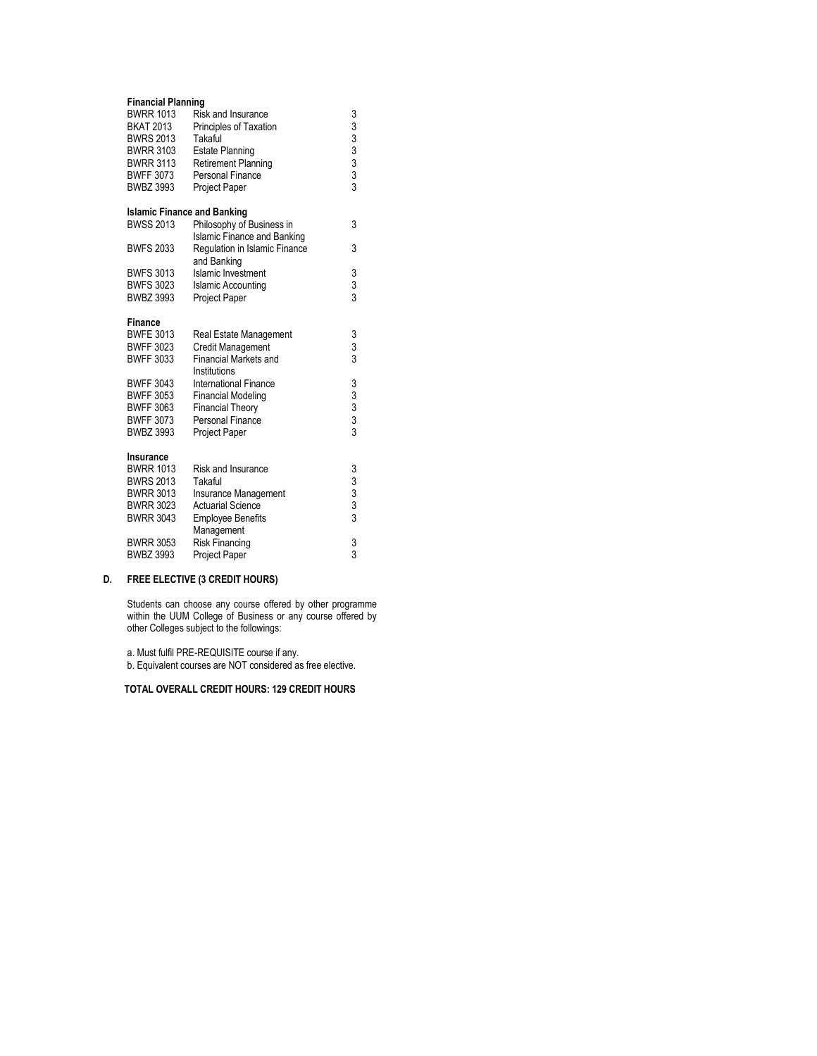**Financial Planning**

| | | |
|---|---|---|
| BWRR 1013 | Risk and Insurance | 3 |
| BKAT 2013 | Principles of Taxation | 3 |
| BWRS 2013 | Takaful | 3 |
| BWRR 3103 | Estate Planning | 3 |
| BWRR 3113 | Retirement Planning | 3 |
| BWFF 3073 | Personal Finance | 3 |
| BWBZ 3993 | Project Paper | 3 |

**Islamic Finance and Banking**

| | | |
|---|---|---|
| BWSS 2013 | Philosophy of Business in Islamic Finance and Banking | 3 |
| BWFS 2033 | Regulation in Islamic Finance and Banking | 3 |
| BWFS 3013 | Islamic Investment | 3 |
| BWFS 3023 | Islamic Accounting | 3 |
| BWBZ 3993 | Project Paper | 3 |

**Finance**

| | | |
|---|---|---|
| BWFE 3013 | Real Estate Management | 3 |
| BWFF 3023 | Credit Management | 3 |
| BWFF 3033 | Financial Markets and Institutions | 3 |
| BWFF 3043 | International Finance | 3 |
| BWFF 3053 | Financial Modeling | 3 |
| BWFF 3063 | Financial Theory | 3 |
| BWFF 3073 | Personal Finance | 3 |
| BWBZ 3993 | Project Paper | 3 |

**Insurance**

| | | |
|---|---|---|
| BWRR 1013 | Risk and Insurance | 3 |
| BWRS 2013 | Takaful | 3 |
| BWRR 3013 | Insurance Management | 3 |
| BWRR 3023 | Actuarial Science | 3 |
| BWRR 3043 | Employee Benefits Management | 3 |
| BWRR 3053 | Risk Financing | 3 |
| BWBZ 3993 | Project Paper | 3 |

## D. FREE ELECTIVE (3 CREDIT HOURS)

Students can choose any course offered by other programme within the UUM College of Business or any course offered by other Colleges subject to the followings:

a. Must fulfil PRE-REQUISITE course if any.
b. Equivalent courses are NOT considered as free elective.

**TOTAL OVERALL CREDIT HOURS: 129 CREDIT HOURS**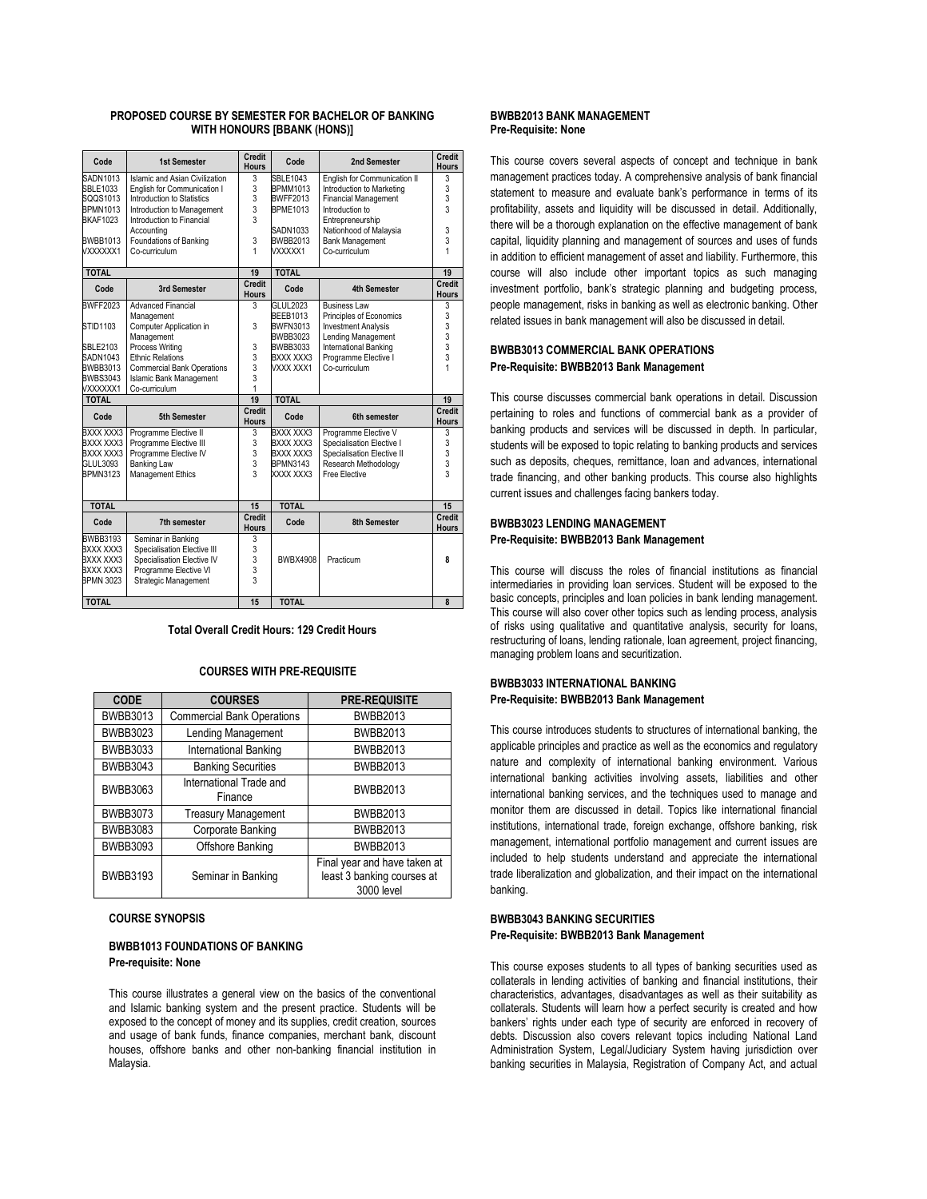**PROPOSED COURSE BY SEMESTER FOR BACHELOR OF BANKING WITH HONOURS [BBANK (HONS)]**

| Code | 1st Semester | Credit Hours | Code | 2nd Semester | Credit Hours |
|---|---|---|---|---|---|
| SADN1013 | Islamic and Asian Civilization | 3 | SBLE1043 | English for Communication II | 3 |
| SBLE1033 | English for Communication I | 3 | BPMM1013 | Introduction to Marketing | 3 |
| SQQS1013 | Introduction to Statistics | 3 | BWFF2013 | Financial Management | 3 |
| BPMN1013 | Introduction to Management | 3 | BPME1013 | Introduction to Entrepreneurship | 3 |
| BKAF1023 | Introduction to Financial Accounting | 3 | SADN1033 | Nationhood of Malaysia | 3 |
| BWBB1013 | Foundations of Banking | 3 | BWBB2013 | Bank Management | 3 |
| VXXXXXX1 | Co-curriculum | 1 | VXXXXX1 | Co-curriculum | 1 |
| **TOTAL** | | **19** | **TOTAL** | | **19** |
| **Code** | **3rd Semester** | **Credit Hours** | **Code** | **4th Semester** | **Credit Hours** |
| BWFF2023 | Advanced Financial Management | 3 | GLUL2023 | Business Law | 3 |
| STID1103 | Computer Application in Management | 3 | BEEB1013 | Principles of Economics | 3 |
| SBLE2103 | Process Writing | 3 | BWFN3013 | Investment Analysis | 3 |
| SADN1043 | Ethnic Relations | 3 | BWBB3023 | Lending Management | 3 |
| BWBB3013 | Commercial Bank Operations | 3 | BWBB3033 | International Banking | 3 |
| BWBS3043 | Islamic Bank Management | 3 | BXXX XXX3 | Programme Elective I | 3 |
| VXXXXXX1 | Co-curriculum | 1 | VXXX XXX1 | Co-curriculum | 1 |
| **TOTAL** | | **19** | **TOTAL** | | **19** |
| **Code** | **5th Semester** | **Credit Hours** | **Code** | **6th semester** | **Credit Hours** |
| BXXX XXX3 | Programme Elective II | 3 | BXXX XXX3 | Programme Elective V | 3 |
| BXXX XXX3 | Programme Elective III | 3 | BXXX XXX3 | Specialisation Elective I | 3 |
| BXXX XXX3 | Programme Elective IV | 3 | BXXX XXX3 | Specialisation Elective II | 3 |
| GLUL3093 | Banking Law | 3 | BPMN3143 | Research Methodology | 3 |
| BPMN3123 | Management Ethics | 3 | XXXX XXX3 | Free Elective | 3 |
| **TOTAL** | | **15** | **TOTAL** | | **15** |
| **Code** | **7th semester** | **Credit Hours** | **Code** | **8th Semester** | **Credit Hours** |
| BWBB3193 | Seminar in Banking | 3 | BWBX4908 | Practicum | **8** |
| BXXX XXX3 | Specialisation Elective III | 3 | | | |
| BXXX XXX3 | Specialisation Elective IV | 3 | | | |
| BXXX XXX3 | Programme Elective VI | 3 | | | |
| BPMN 3023 | Strategic Management | 3 | | | |
| **TOTAL** | | **15** | **TOTAL** | | **8** |

**Total Overall Credit Hours: 129 Credit Hours**

**COURSES WITH PRE-REQUISITE**

| CODE | COURSES | PRE-REQUISITE |
|---|---|---|
| BWBB3013 | Commercial Bank Operations | BWBB2013 |
| BWBB3023 | Lending Management | BWBB2013 |
| BWBB3033 | International Banking | BWBB2013 |
| BWBB3043 | Banking Securities | BWBB2013 |
| BWBB3063 | International Trade and Finance | BWBB2013 |
| BWBB3073 | Treasury Management | BWBB2013 |
| BWBB3083 | Corporate Banking | BWBB2013 |
| BWBB3093 | Offshore Banking | BWBB2013 |
| BWBB3193 | Seminar in Banking | Final year and have taken at least 3 banking courses at 3000 level |

## COURSE SYNOPSIS

**BWBB1013 FOUNDATIONS OF BANKING**
**Pre-requisite: None**

This course illustrates a general view on the basics of the conventional and Islamic banking system and the present practice. Students will be exposed to the concept of money and its supplies, credit creation, sources and usage of bank funds, finance companies, merchant bank, discount houses, offshore banks and other non-banking financial institution in Malaysia.

**BWBB2013 BANK MANAGEMENT**
**Pre-Requisite: None**

This course covers several aspects of concept and technique in bank management practices today. A comprehensive analysis of bank financial statement to measure and evaluate bank's performance in terms of its profitability, assets and liquidity will be discussed in detail. Additionally, there will be a thorough explanation on the effective management of bank capital, liquidity planning and management of sources and uses of funds in addition to efficient management of asset and liability. Furthermore, this course will also include other important topics as such managing investment portfolio, bank's strategic planning and budgeting process, people management, risks in banking as well as electronic banking. Other related issues in bank management will also be discussed in detail.

**BWBB3013 COMMERCIAL BANK OPERATIONS**
**Pre-Requisite: BWBB2013 Bank Management**

This course discusses commercial bank operations in detail. Discussion pertaining to roles and functions of commercial bank as a provider of banking products and services will be discussed in depth. In particular, students will be exposed to topic relating to banking products and services such as deposits, cheques, remittance, loan and advances, international trade financing, and other banking products. This course also highlights current issues and challenges facing bankers today.

**BWBB3023 LENDING MANAGEMENT**
**Pre-Requisite: BWBB2013 Bank Management**

This course will discuss the roles of financial institutions as financial intermediaries in providing loan services. Student will be exposed to the basic concepts, principles and loan policies in bank lending management. This course will also cover other topics such as lending process, analysis of risks using qualitative and quantitative analysis, security for loans, restructuring of loans, lending rationale, loan agreement, project financing, managing problem loans and securitization.

**BWBB3033 INTERNATIONAL BANKING**
**Pre-Requisite: BWBB2013 Bank Management**

This course introduces students to structures of international banking, the applicable principles and practice as well as the economics and regulatory nature and complexity of international banking environment. Various international banking activities involving assets, liabilities and other international banking services, and the techniques used to manage and monitor them are discussed in detail. Topics like international financial institutions, international trade, foreign exchange, offshore banking, risk management, international portfolio management and current issues are included to help students understand and appreciate the international trade liberalization and globalization, and their impact on the international banking.

**BWBB3043 BANKING SECURITIES**
**Pre-Requisite: BWBB2013 Bank Management**

This course exposes students to all types of banking securities used as collaterals in lending activities of banking and financial institutions, their characteristics, advantages, disadvantages as well as their suitability as collaterals. Students will learn how a perfect security is created and how bankers' rights under each type of security are enforced in recovery of debts. Discussion also covers relevant topics including National Land Administration System, Legal/Judiciary System having jurisdiction over banking securities in Malaysia, Registration of Company Act, and actual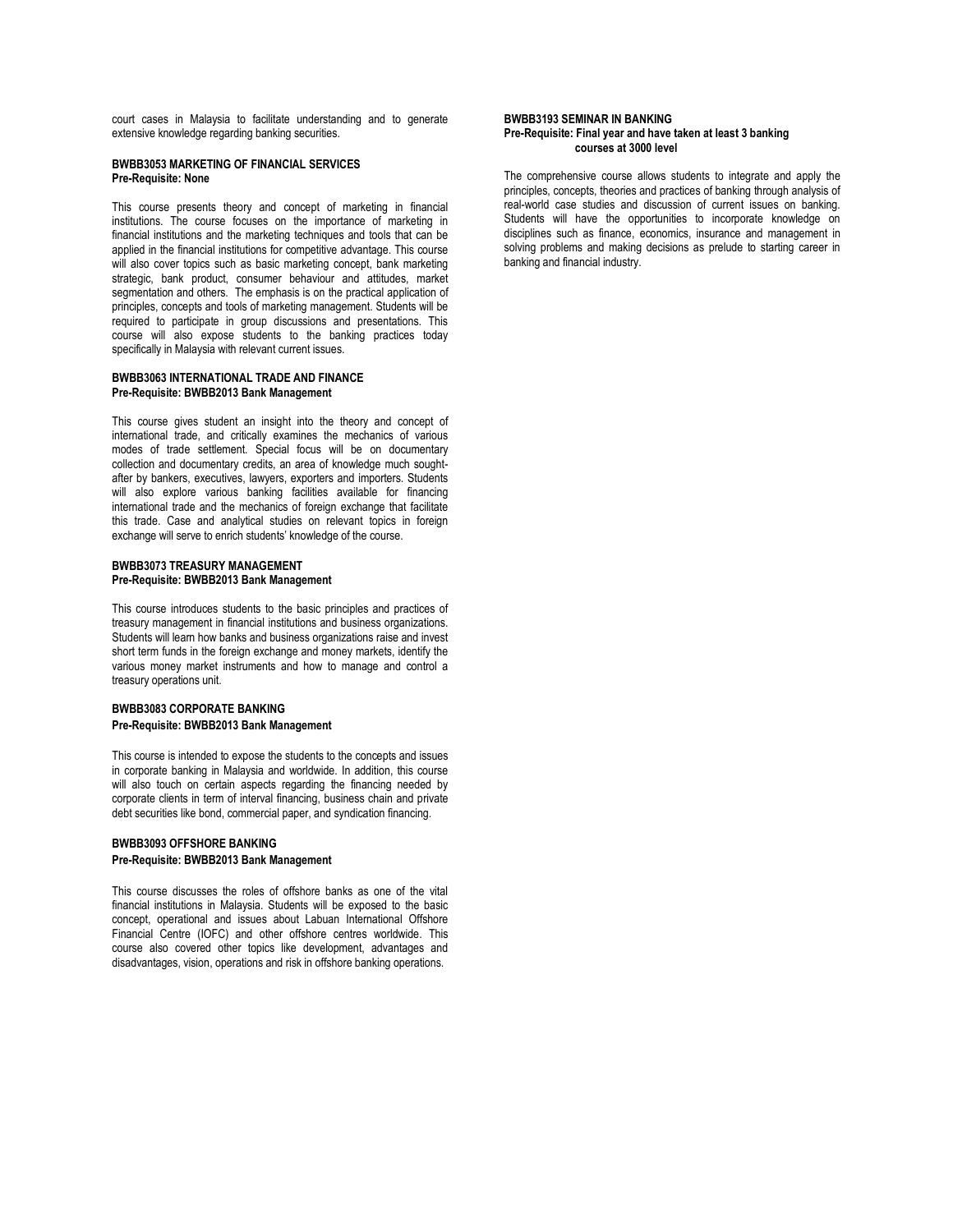court cases in Malaysia to facilitate understanding and to generate extensive knowledge regarding banking securities.

**BWBB3053 MARKETING OF FINANCIAL SERVICES**
**Pre-Requisite: None**

This course presents theory and concept of marketing in financial institutions. The course focuses on the importance of marketing in financial institutions and the marketing techniques and tools that can be applied in the financial institutions for competitive advantage. This course will also cover topics such as basic marketing concept, bank marketing strategic, bank product, consumer behaviour and attitudes, market segmentation and others. The emphasis is on the practical application of principles, concepts and tools of marketing management. Students will be required to participate in group discussions and presentations. This course will also expose students to the banking practices today specifically in Malaysia with relevant current issues.

**BWBB3063 INTERNATIONAL TRADE AND FINANCE**
**Pre-Requisite: BWBB2013 Bank Management**

This course gives student an insight into the theory and concept of international trade, and critically examines the mechanics of various modes of trade settlement. Special focus will be on documentary collection and documentary credits, an area of knowledge much sought-after by bankers, executives, lawyers, exporters and importers. Students will also explore various banking facilities available for financing international trade and the mechanics of foreign exchange that facilitate this trade. Case and analytical studies on relevant topics in foreign exchange will serve to enrich students' knowledge of the course.

**BWBB3073 TREASURY MANAGEMENT**
**Pre-Requisite: BWBB2013 Bank Management**

This course introduces students to the basic principles and practices of treasury management in financial institutions and business organizations. Students will learn how banks and business organizations raise and invest short term funds in the foreign exchange and money markets, identify the various money market instruments and how to manage and control a treasury operations unit.

**BWBB3083 CORPORATE BANKING**
**Pre-Requisite: BWBB2013 Bank Management**

This course is intended to expose the students to the concepts and issues in corporate banking in Malaysia and worldwide. In addition, this course will also touch on certain aspects regarding the financing needed by corporate clients in term of interval financing, business chain and private debt securities like bond, commercial paper, and syndication financing.

**BWBB3093 OFFSHORE BANKING**
**Pre-Requisite: BWBB2013 Bank Management**

This course discusses the roles of offshore banks as one of the vital financial institutions in Malaysia. Students will be exposed to the basic concept, operational and issues about Labuan International Offshore Financial Centre (IOFC) and other offshore centres worldwide. This course also covered other topics like development, advantages and disadvantages, vision, operations and risk in offshore banking operations.

**BWBB3193 SEMINAR IN BANKING**
**Pre-Requisite: Final year and have taken at least 3 banking courses at 3000 level**

The comprehensive course allows students to integrate and apply the principles, concepts, theories and practices of banking through analysis of real-world case studies and discussion of current issues on banking. Students will have the opportunities to incorporate knowledge on disciplines such as finance, economics, insurance and management in solving problems and making decisions as prelude to starting career in banking and financial industry.